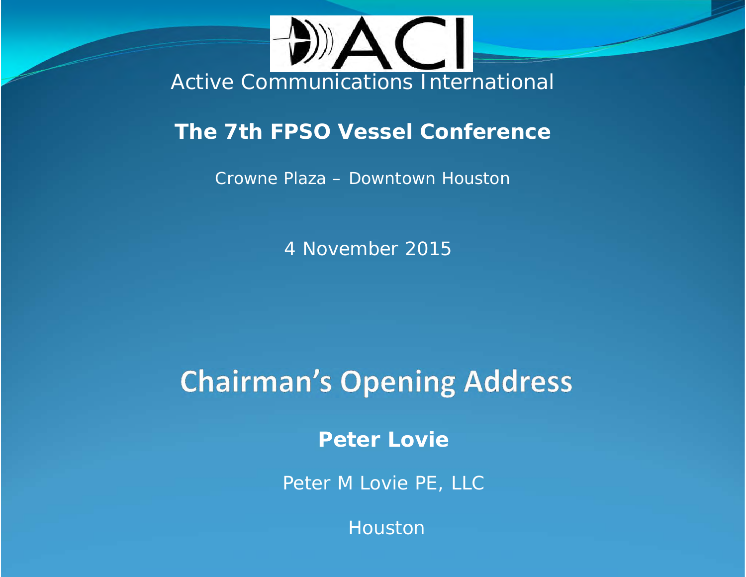ACI

Active Communications International

**The 7th FPSO Vessel Conference**

Crowne Plaza – Downtown Houston

4 November 2015

# Chairman's Opening Address

**Peter Lovie**

Peter M Lovie PE, LLC

Houston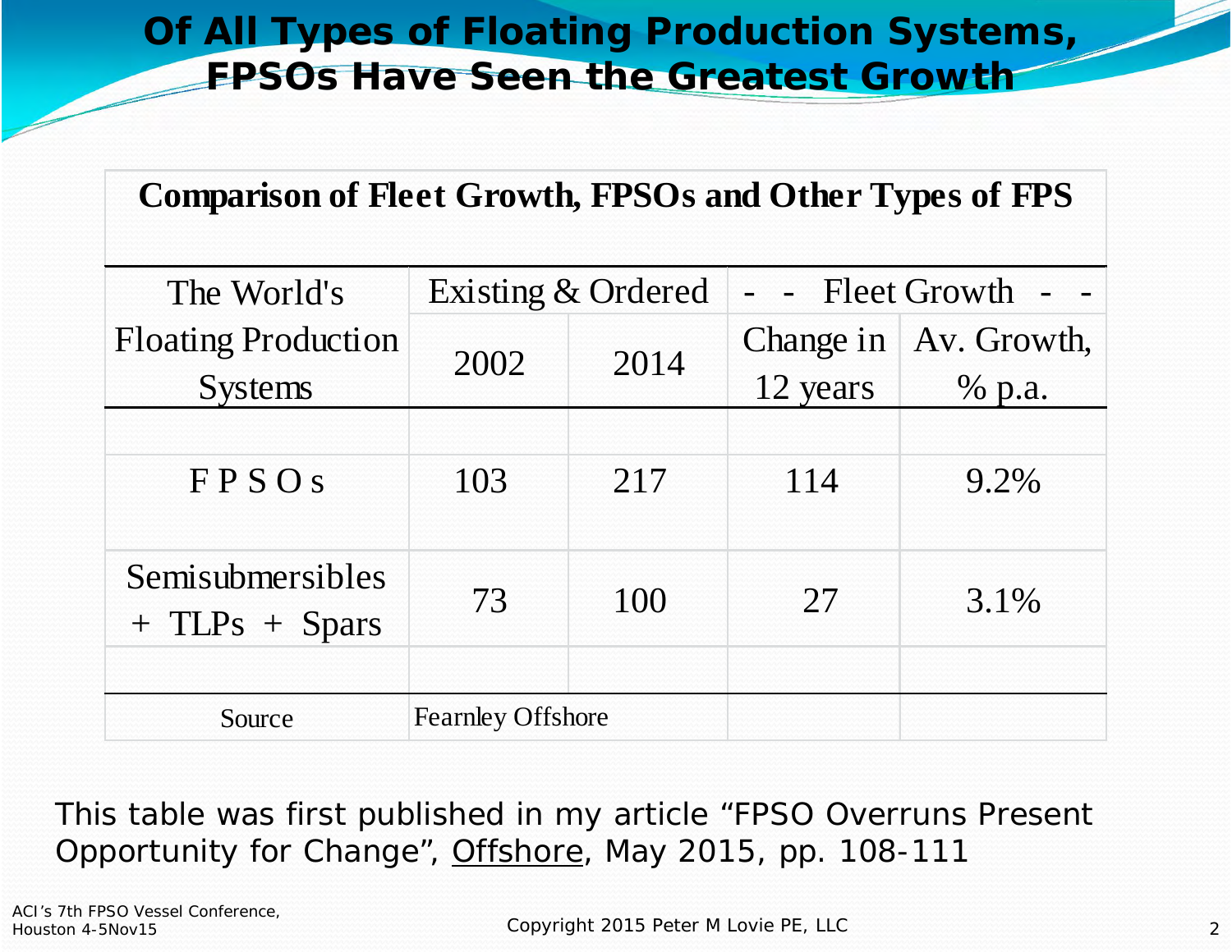# Of All Types of Floating Production Systems, FPSOs Have Seen the Greatest Growth

**Comparison of Fleet Growth, FPSOs and Other Types of FPS**

| The World's Floating Production Systems | Existing & Ordered | | - - Fleet Growth - - | |
|---|---|---|---|---|
| | 2002 | 2014 | Change in 12 years | Av. Growth, % p.a. |
| F P S O s | 103 | 217 | 114 | 9.2% |
| Semisubmersibles + TLPs + Spars | 73 | 100 | 27 | 3.1% |
| Source | Fearnley Offshore | | | |

This table was first published in my article "FPSO Overruns Present Opportunity for Change", Offshore, May 2015, pp. 108-111

ACI's 7th FPSO Vessel Conference, Houston 4-5Nov15

Copyright 2015 Peter M Lovie PE, LLC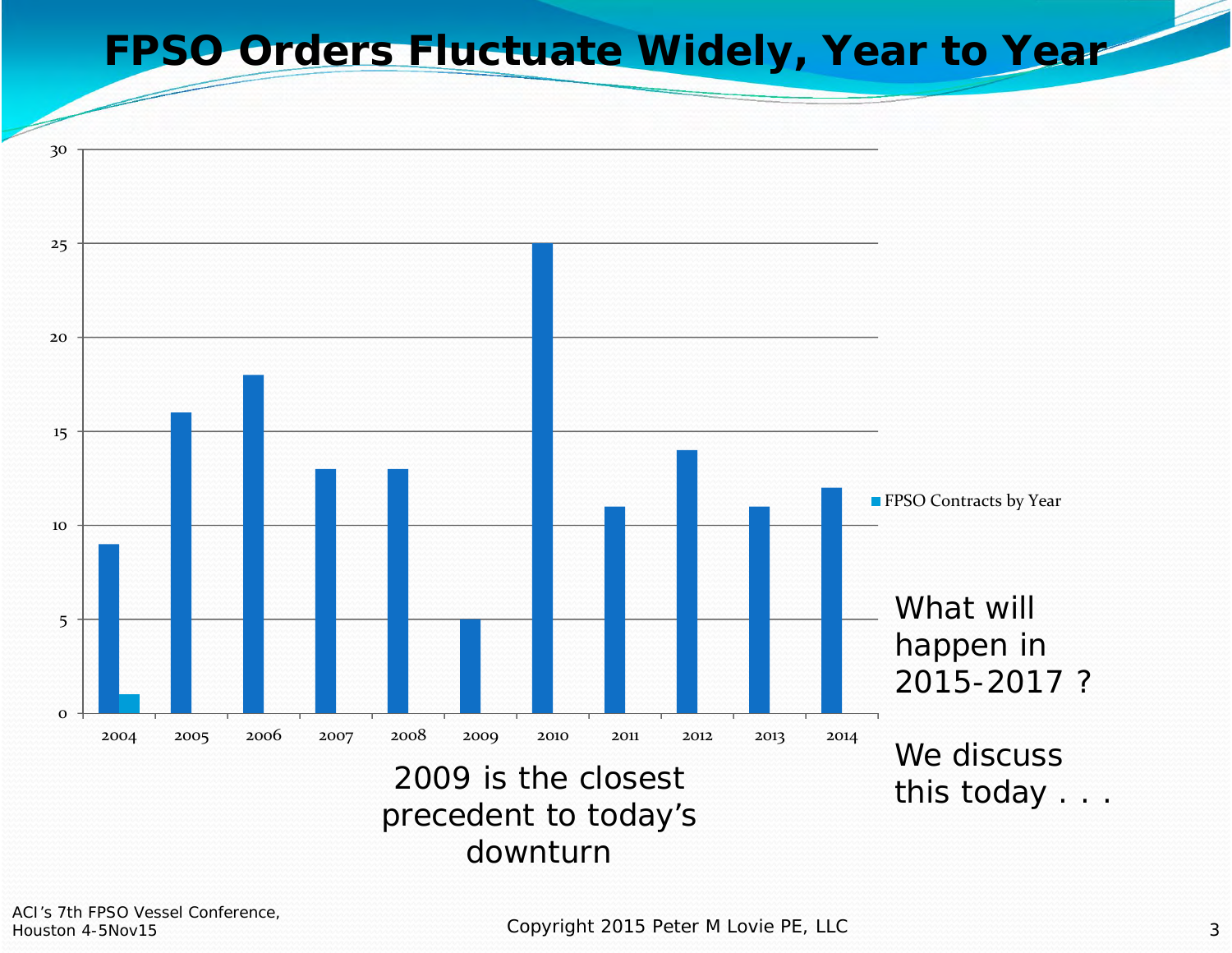# FPSO Orders Fluctuate Widely, Year to Year

| Year | FPSO Contracts by Year |
|---|---|
| 2004 | 9 |
| 2005 | 16 |
| 2006 | 18 |
| 2007 | 13 |
| 2008 | 13 |
| 2009 | 5 |
| 2010 | 25 |
| 2011 | 11 |
| 2012 | 14 |
| 2013 | 11 |
| 2014 | 12 |

2009 is the closest precedent to today's downturn

What will happen in 2015-2017 ?

We discuss this today . . .

ACI's 7th FPSO Vessel Conference, Houston 4-5Nov15

Copyright 2015 Peter M Lovie PE, LLC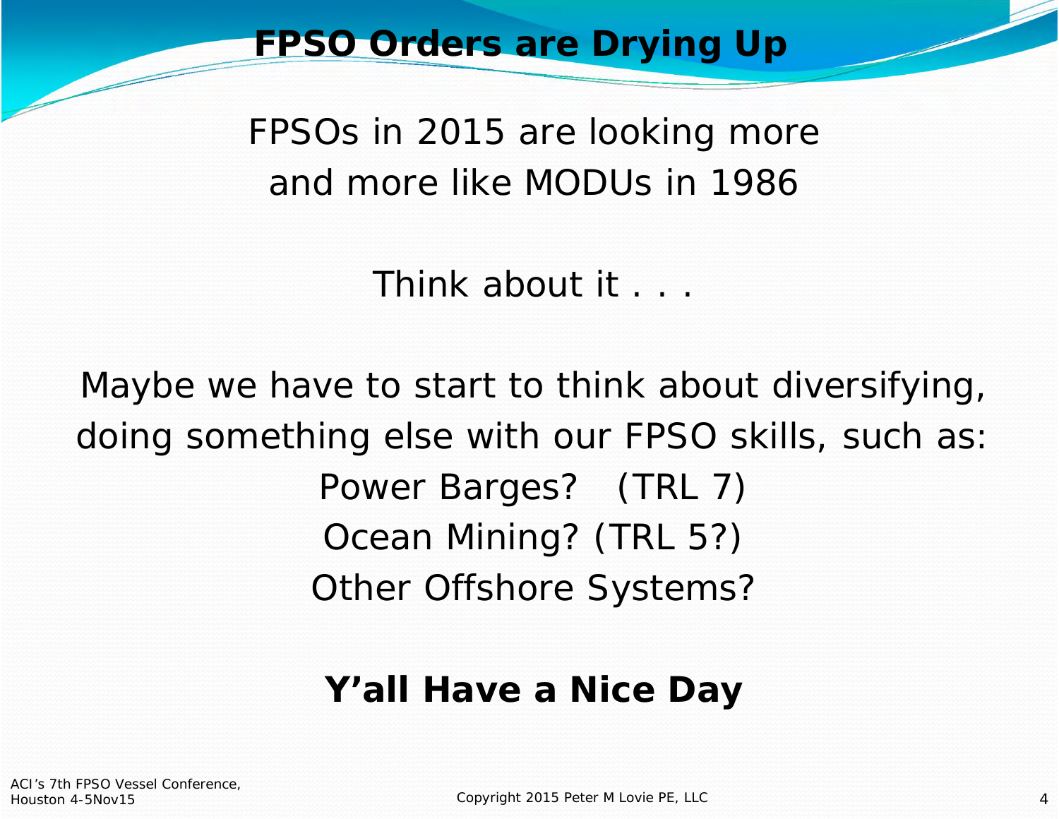# FPSO Orders are Drying Up

FPSOs in 2015 are looking more and more like MODUs in 1986

Think about it . . .

Maybe we have to start to think about diversifying, doing something else with our FPSO skills, such as:

Power Barges? (TRL 7)

Ocean Mining? (TRL 5?)

Other Offshore Systems?

**Y'all Have a Nice Day**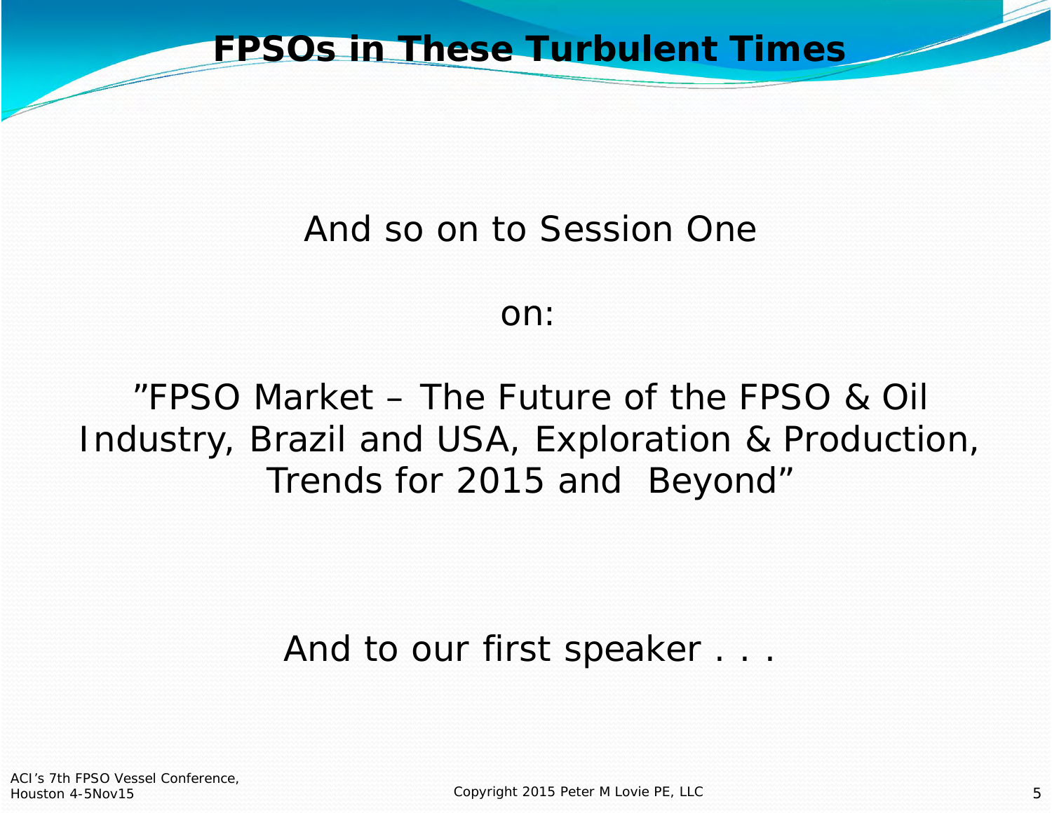# FPSOs in These Turbulent Times

And so on to Session One

on:

"FPSO Market – The Future of the FPSO & Oil Industry, Brazil and USA, Exploration & Production, Trends for 2015 and Beyond"

And to our first speaker . . .